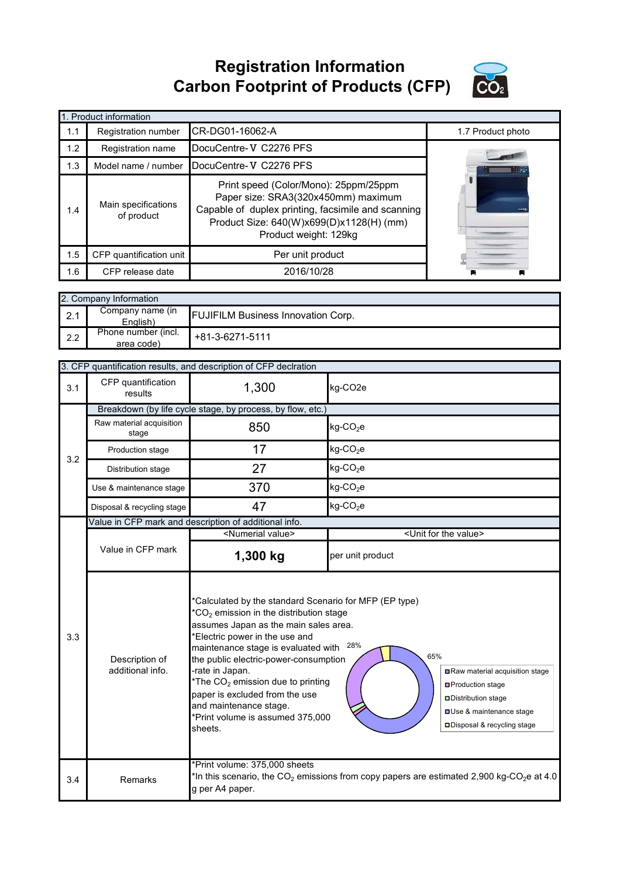# Registration Information
# Carbon Footprint of Products (CFP)

| 1. Product information | | | |
|---|---|---|---|
| 1.1 | Registration number | CR-DG01-16062-A | 1.7 Product photo |
| 1.2 | Registration name | DocuCentre-Ⅴ C2276 PFS | |
| 1.3 | Model name / number | DocuCentre-Ⅴ C2276 PFS | |
| 1.4 | Main specifications of product | Print speed (Color/Mono): 25ppm/25ppm<br>Paper size: SRA3(320x450mm) maximum<br>Capable of duplex printing, facsimile and scanning<br>Product Size: 640(W)x699(D)x1128(H) (mm)<br>Product weight: 129kg | |
| 1.5 | CFP quantification unit | Per unit product | |
| 1.6 | CFP release date | 2016/10/28 | |

| 2. Company Information | | |
|---|---|---|
| 2.1 | Company name (in English) | FUJIFILM Business Innovation Corp. |
| 2.2 | Phone number (incl. area code) | +81-3-6271-5111 |

| 3. CFP quantification results, and description of CFP declration | | | |
|---|---|---|---|
| 3.1 | CFP quantification results | 1,300 | kg-CO2e |
| 3.2 | Breakdown (by life cycle stage, by process, by flow, etc.) | | |
| | Raw material acquisition stage | 850 | kg-$CO_2$e |
| | Production stage | 17 | kg-$CO_2$e |
| | Distribution stage | 27 | kg-$CO_2$e |
| | Use & maintenance stage | 370 | kg-$CO_2$e |
| | Disposal & recycling stage | 47 | kg-$CO_2$e |
| 3.3 | Value in CFP mark and description of additional info. | | |
| | | <Numerial value> | <Unit for the value> |
| | Value in CFP mark | **1,300 kg** | per unit product |
| | Description of additional info. | *Calculated by the standard Scenario for MFP (EP type)<br>*$CO_2$ emission in the distribution stage assumes Japan as the main sales area.<br>*Electric power in the use and maintenance stage is evaluated with the public electric-power-consumption -rate in Japan.<br>*The $CO_2$ emission due to printing paper is excluded from the use and maintenance stage.<br>*Print volume is assumed 375,000 sheets.<br>[Chart: 65%, 28%; Raw material acquisition stage, Production stage, Distribution stage, Use & maintenance stage, Disposal & recycling stage] | |
| 3.4 | Remarks | *Print volume: 375,000 sheets<br>*In this scenario, the $CO_2$ emissions from copy papers are estimated 2,900 kg-$CO_2$e at 4.0 g per A4 paper. | |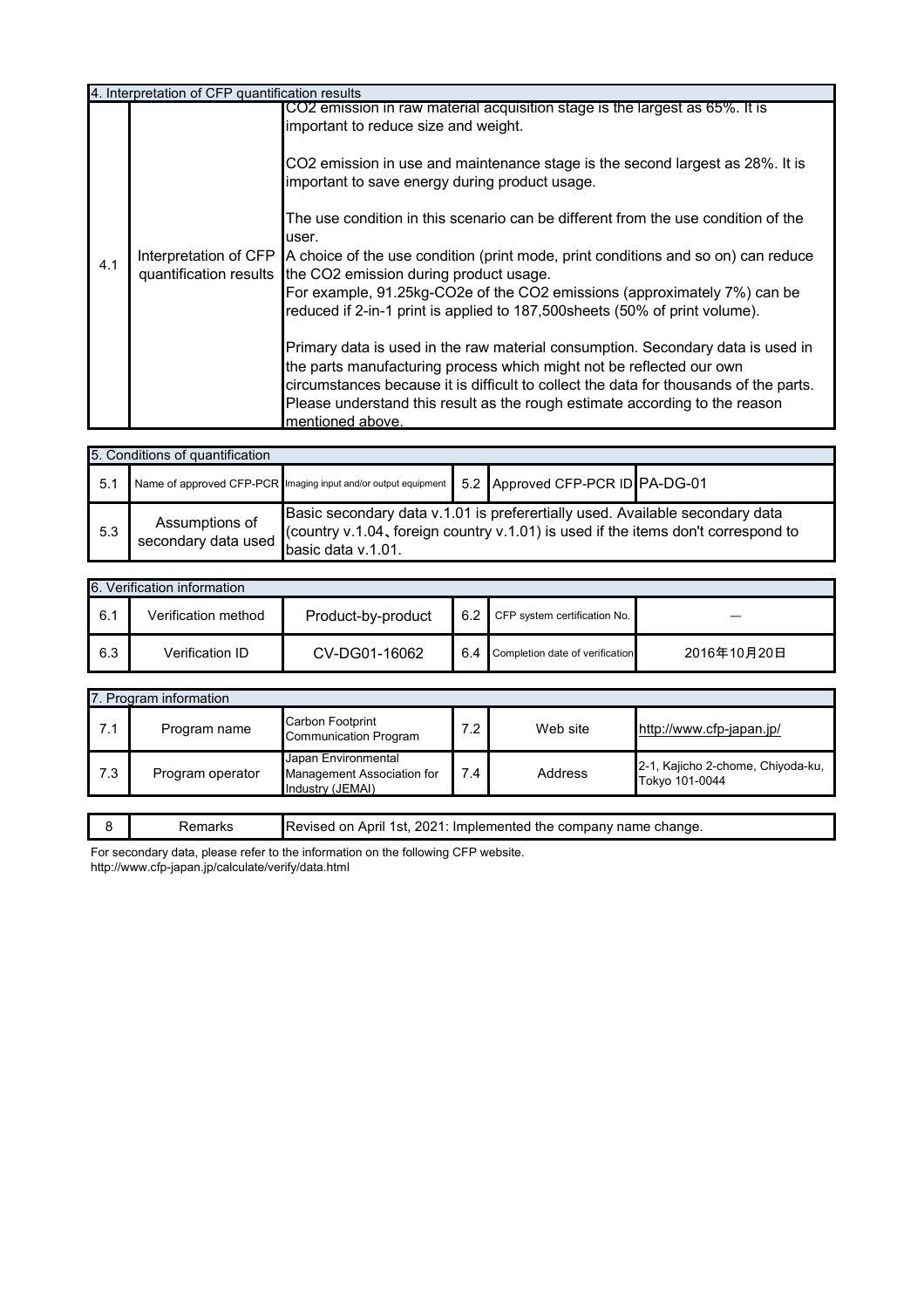| 4. Interpretation of CFP quantification results | | |
|---|---|---|
| 4.1 | Interpretation of CFP quantification results | $CO_2$ emission in raw material acquisition stage is the largest as 65%. It is important to reduce size and weight.<br><br>$CO_2$ emission in use and maintenance stage is the second largest as 28%. It is important to save energy during product usage.<br><br>The use condition in this scenario can be different from the use condition of the user.<br>A choice of the use condition (print mode, print conditions and so on) can reduce the $CO_2$ emission during product usage.<br>For example, 91.25kg-$CO_2e$ of the $CO_2$ emissions (approximately 7%) can be reduced if 2-in-1 print is applied to 187,500sheets (50% of print volume).<br><br>Primary data is used in the raw material consumption. Secondary data is used in the parts manufacturing process which might not be reflected our own circumstances because it is difficult to collect the data for thousands of the parts. Please understand this result as the rough estimate according to the reason mentioned above. |

| 5. Conditions of quantification | | | | |
|---|---|---|---|---|
| 5.1 | Name of approved CFP-PCR | Imaging input and/or output equipment | 5.2 | Approved CFP-PCR ID PA-DG-01 |
| 5.3 | Assumptions of secondary data used | Basic secondary data v.1.01 is preferertially used. Available secondary data (country v.1.04、foreign country v.1.01) is used if the items don't correspond to basic data v.1.01. | | |

| 6. Verification information | | | | | |
|---|---|---|---|---|---|
| 6.1 | Verification method | Product-by-product | 6.2 | CFP system certification No. | — |
| 6.3 | Verification ID | CV-DG01-16062 | 6.4 | Completion date of verification | 2016年10月20日 |

| 7. Program information | | | | | |
|---|---|---|---|---|---|
| 7.1 | Program name | Carbon Footprint Communication Program | 7.2 | Web site | http://www.cfp-japan.jp/ |
| 7.3 | Program operator | Japan Environmental Management Association for Industry (JEMAI) | 7.4 | Address | 2-1, Kajicho 2-chome, Chiyoda-ku, Tokyo 101-0044 |

| | | |
|---|---|---|
| 8 | Remarks | Revised on April 1st, 2021: Implemented the company name change. |

For secondary data, please refer to the information on the following CFP website.
http://www.cfp-japan.jp/calculate/verify/data.html